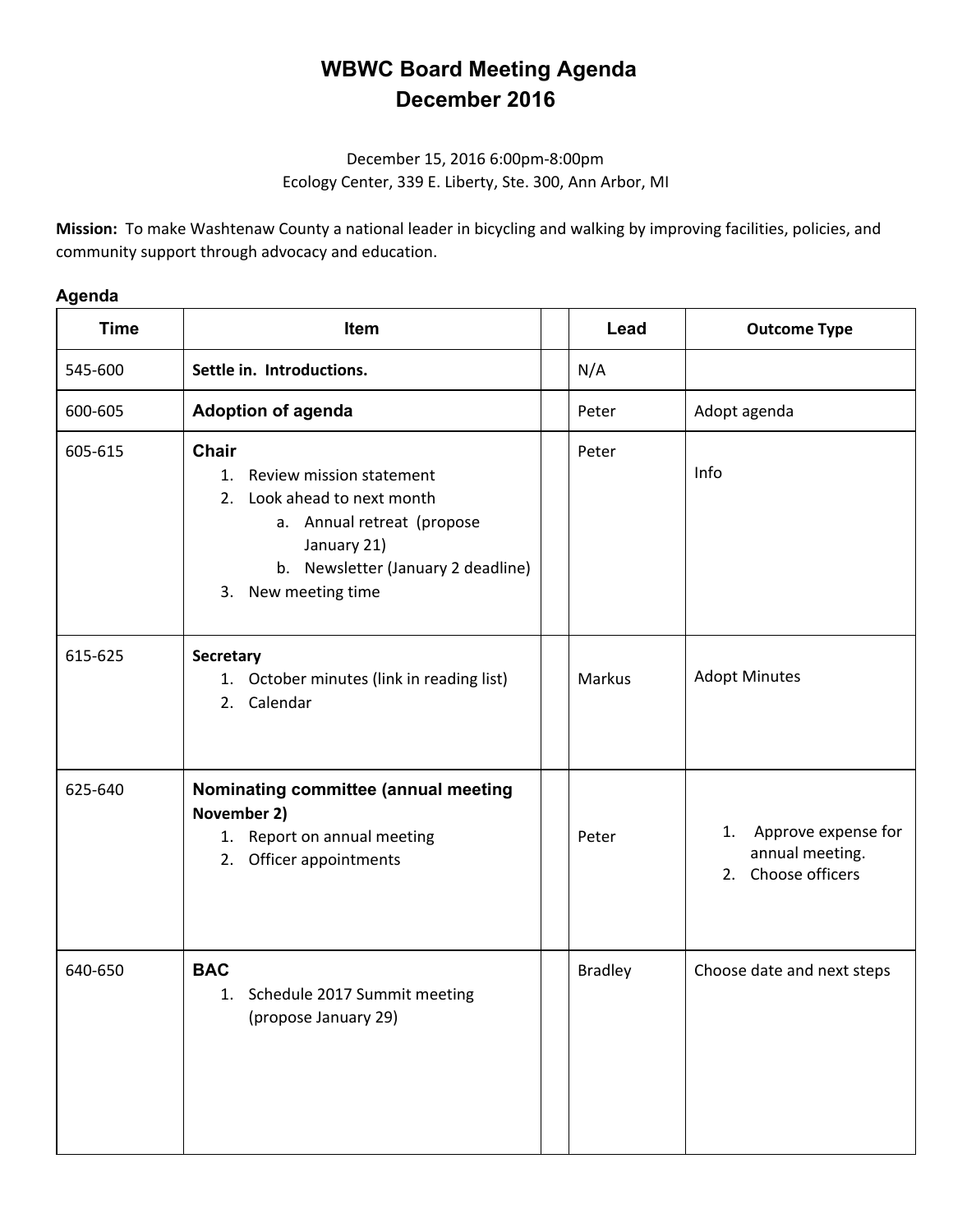# WBWC Board Meeting Agenda
# December 2016

December 15, 2016 6:00pm-8:00pm
Ecology Center, 339 E. Liberty, Ste. 300, Ann Arbor, MI

**Mission:** To make Washtenaw County a national leader in bicycling and walking by improving facilities, policies, and community support through advocacy and education.

### Agenda

| Time | Item | | Lead | Outcome Type |
|---|---|---|---|---|
| 545-600 | **Settle in. Introductions.** | | N/A | |
| 600-605 | **Adoption of agenda** | | Peter | Adopt agenda |
| 605-615 | **Chair**<br>1. Review mission statement<br>2. Look ahead to next month<br>a. Annual retreat (propose January 21)<br>b. Newsletter (January 2 deadline)<br>3. New meeting time | | Peter | Info |
| 615-625 | **Secretary**<br>1. October minutes (link in reading list)<br>2. Calendar | | Markus | Adopt Minutes |
| 625-640 | **Nominating committee (annual meeting November 2)**<br>1. Report on annual meeting<br>2. Officer appointments | | Peter | 1. Approve expense for annual meeting.<br>2. Choose officers |
| 640-650 | **BAC**<br>1. Schedule 2017 Summit meeting (propose January 29) | | Bradley | Choose date and next steps |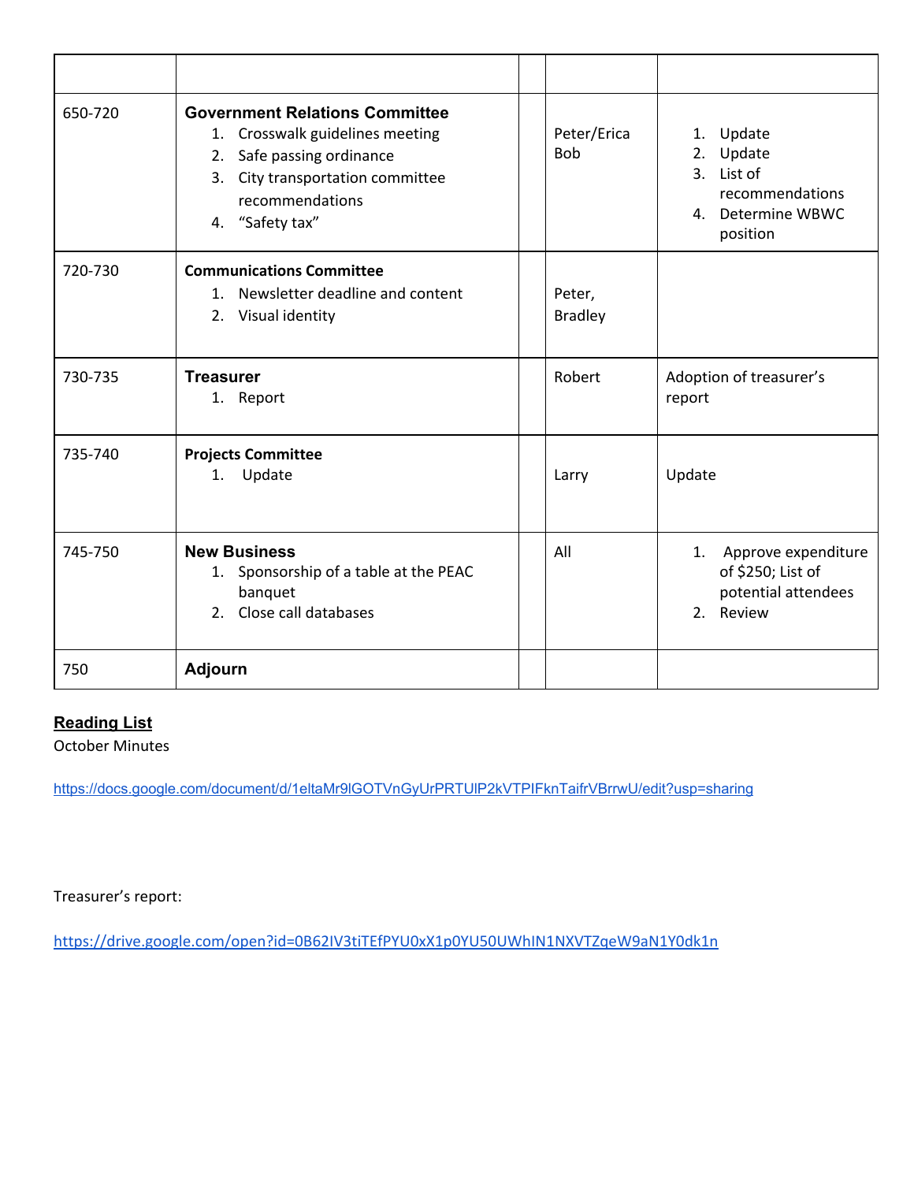| | | | | |
|---|---|---|---|---|
| | | | | |
| 650-720 | **Government Relations Committee**<br>1. Crosswalk guidelines meeting<br>2. Safe passing ordinance<br>3. City transportation committee recommendations<br>4. "Safety tax" | | Peter/Erica<br>Bob | 1. Update<br>2. Update<br>3. List of recommendations<br>4. Determine WBWC position |
| 720-730 | **Communications Committee**<br>1. Newsletter deadline and content<br>2. Visual identity | | Peter,<br>Bradley | |
| 730-735 | **Treasurer**<br>1. Report | | Robert | Adoption of treasurer's report |
| 735-740 | **Projects Committee**<br>1. Update | | Larry | Update |
| 745-750 | **New Business**<br>1. Sponsorship of a table at the PEAC banquet<br>2. Close call databases | | All | 1. Approve expenditure of $250; List of potential attendees<br>2. Review |
| 750 | **Adjourn** | | | |

**Reading List**

October Minutes

https://docs.google.com/document/d/1eltaMr9lGOTVnGyUrPRTUlP2kVTPIFknTaifrVBrrwU/edit?usp=sharing

Treasurer's report:

https://drive.google.com/open?id=0B62IV3tiTEfPYU0xX1p0YU50UWhIN1NXVTZqeW9aN1Y0dk1n